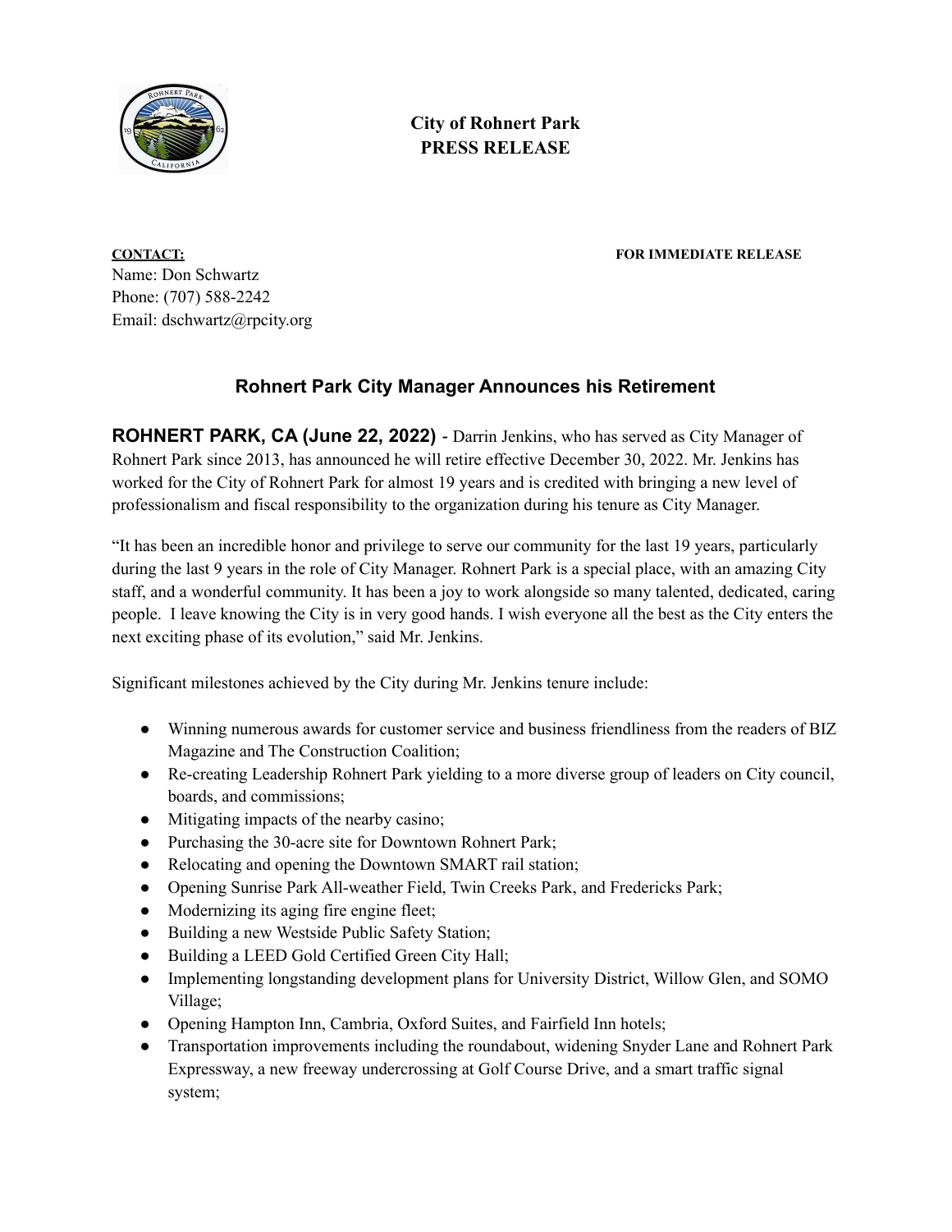**City of Rohnert Park**
**PRESS RELEASE**

**CONTACT:**
Name: Don Schwartz
Phone: (707) 588-2242
Email: dschwartz@rpcity.org

**FOR IMMEDIATE RELEASE**

## Rohnert Park City Manager Announces his Retirement

**ROHNERT PARK, CA (June 22, 2022)** - Darrin Jenkins, who has served as City Manager of Rohnert Park since 2013, has announced he will retire effective December 30, 2022. Mr. Jenkins has worked for the City of Rohnert Park for almost 19 years and is credited with bringing a new level of professionalism and fiscal responsibility to the organization during his tenure as City Manager.

"It has been an incredible honor and privilege to serve our community for the last 19 years, particularly during the last 9 years in the role of City Manager. Rohnert Park is a special place, with an amazing City staff, and a wonderful community. It has been a joy to work alongside so many talented, dedicated, caring people. I leave knowing the City is in very good hands. I wish everyone all the best as the City enters the next exciting phase of its evolution," said Mr. Jenkins.

Significant milestones achieved by the City during Mr. Jenkins tenure include:

- Winning numerous awards for customer service and business friendliness from the readers of BIZ Magazine and The Construction Coalition;
- Re-creating Leadership Rohnert Park yielding to a more diverse group of leaders on City council, boards, and commissions;
- Mitigating impacts of the nearby casino;
- Purchasing the 30-acre site for Downtown Rohnert Park;
- Relocating and opening the Downtown SMART rail station;
- Opening Sunrise Park All-weather Field, Twin Creeks Park, and Fredericks Park;
- Modernizing its aging fire engine fleet;
- Building a new Westside Public Safety Station;
- Building a LEED Gold Certified Green City Hall;
- Implementing longstanding development plans for University District, Willow Glen, and SOMO Village;
- Opening Hampton Inn, Cambria, Oxford Suites, and Fairfield Inn hotels;
- Transportation improvements including the roundabout, widening Snyder Lane and Rohnert Park Expressway, a new freeway undercrossing at Golf Course Drive, and a smart traffic signal system;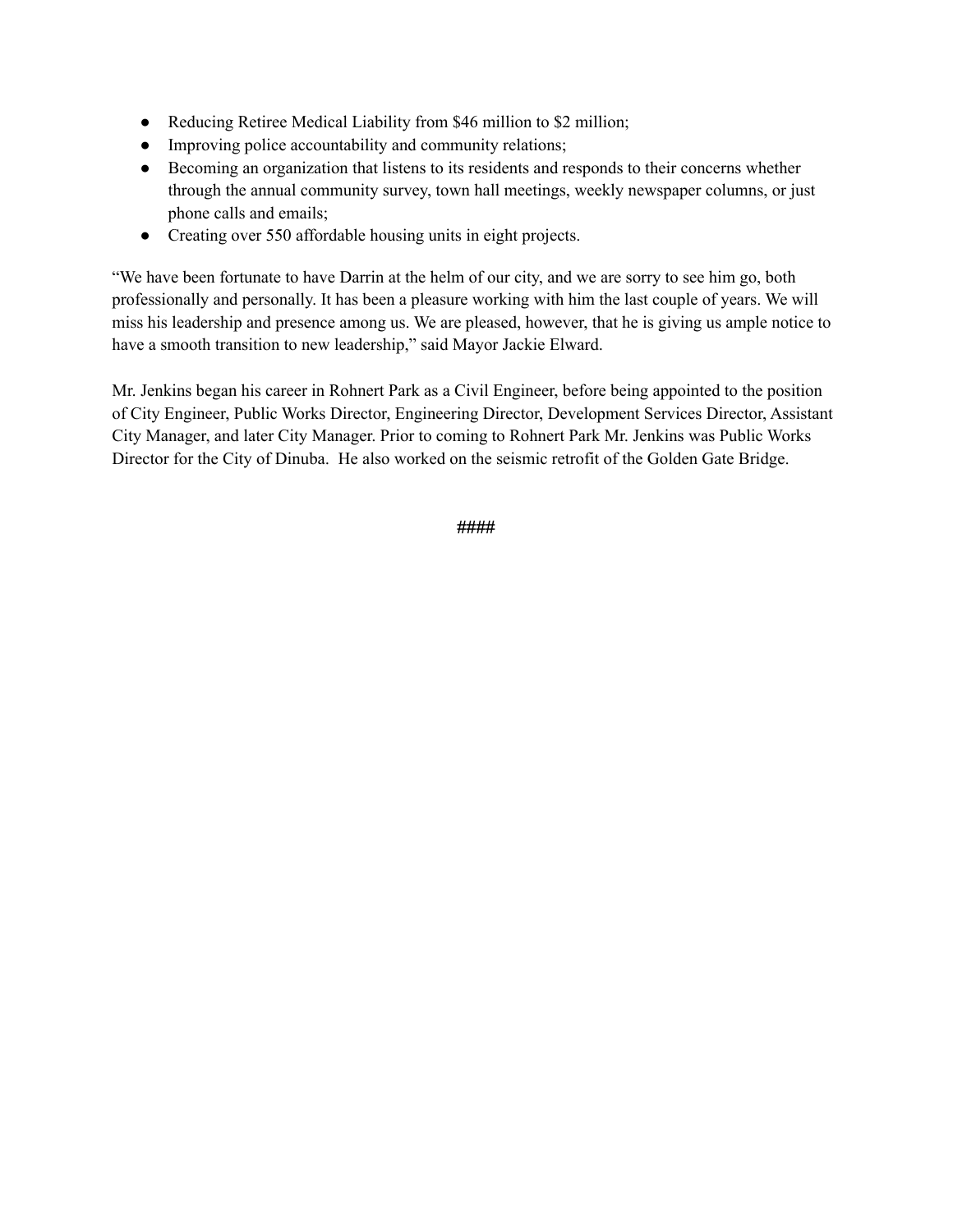- Reducing Retiree Medical Liability from $46 million to $2 million;
- Improving police accountability and community relations;
- Becoming an organization that listens to its residents and responds to their concerns whether through the annual community survey, town hall meetings, weekly newspaper columns, or just phone calls and emails;
- Creating over 550 affordable housing units in eight projects.

"We have been fortunate to have Darrin at the helm of our city, and we are sorry to see him go, both professionally and personally. It has been a pleasure working with him the last couple of years. We will miss his leadership and presence among us. We are pleased, however, that he is giving us ample notice to have a smooth transition to new leadership," said Mayor Jackie Elward.

Mr. Jenkins began his career in Rohnert Park as a Civil Engineer, before being appointed to the position of City Engineer, Public Works Director, Engineering Director, Development Services Director, Assistant City Manager, and later City Manager. Prior to coming to Rohnert Park Mr. Jenkins was Public Works Director for the City of Dinuba. He also worked on the seismic retrofit of the Golden Gate Bridge.

####